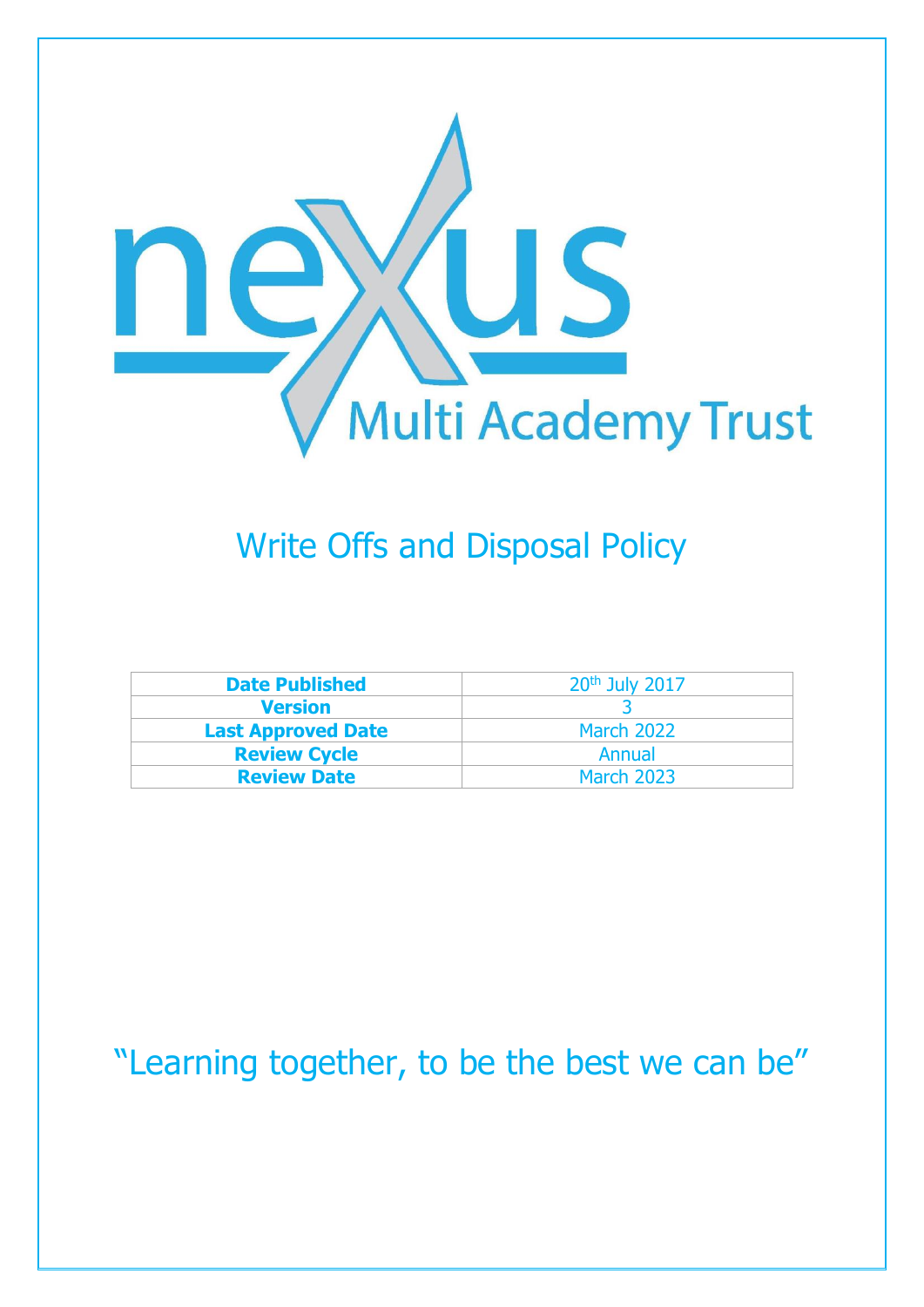# nexus Multi Academy Trust

## Write Offs and Disposal Policy

| Date Published | 20th July 2017 |
|---|---|
| Version | 3 |
| Last Approved Date | March 2022 |
| Review Cycle | Annual |
| Review Date | March 2023 |

"Learning together, to be the best we can be"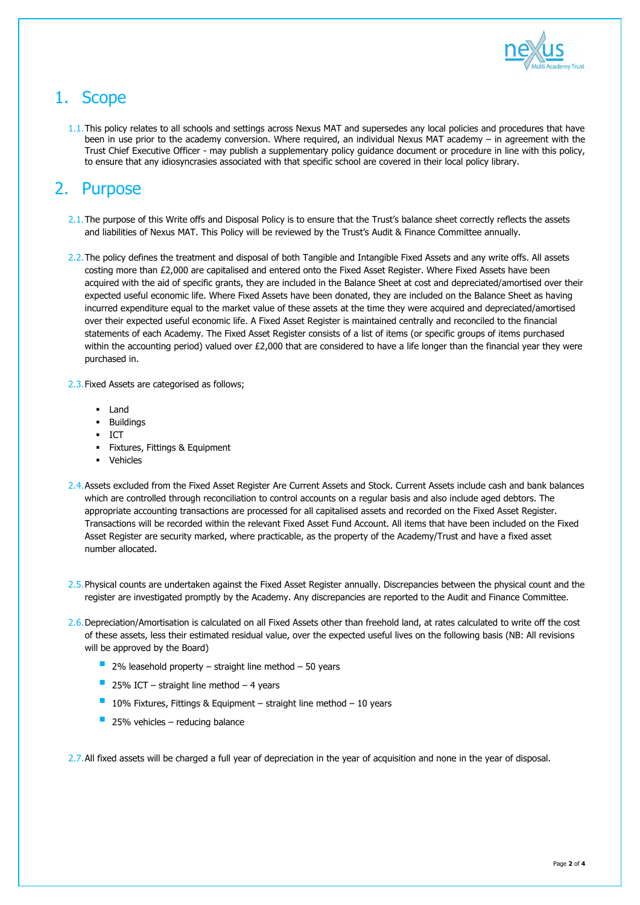# 1. Scope

1.1. This policy relates to all schools and settings across Nexus MAT and supersedes any local policies and procedures that have been in use prior to the academy conversion. Where required, an individual Nexus MAT academy – in agreement with the Trust Chief Executive Officer - may publish a supplementary policy guidance document or procedure in line with this policy, to ensure that any idiosyncrasies associated with that specific school are covered in their local policy library.

# 2. Purpose

2.1. The purpose of this Write offs and Disposal Policy is to ensure that the Trust's balance sheet correctly reflects the assets and liabilities of Nexus MAT. This Policy will be reviewed by the Trust's Audit & Finance Committee annually.

2.2. The policy defines the treatment and disposal of both Tangible and Intangible Fixed Assets and any write offs. All assets costing more than £2,000 are capitalised and entered onto the Fixed Asset Register. Where Fixed Assets have been acquired with the aid of specific grants, they are included in the Balance Sheet at cost and depreciated/amortised over their expected useful economic life. Where Fixed Assets have been donated, they are included on the Balance Sheet as having incurred expenditure equal to the market value of these assets at the time they were acquired and depreciated/amortised over their expected useful economic life. A Fixed Asset Register is maintained centrally and reconciled to the financial statements of each Academy. The Fixed Asset Register consists of a list of items (or specific groups of items purchased within the accounting period) valued over £2,000 that are considered to have a life longer than the financial year they were purchased in.

2.3. Fixed Assets are categorised as follows;

- Land
- Buildings
- ICT
- Fixtures, Fittings & Equipment
- Vehicles

2.4. Assets excluded from the Fixed Asset Register Are Current Assets and Stock. Current Assets include cash and bank balances which are controlled through reconciliation to control accounts on a regular basis and also include aged debtors. The appropriate accounting transactions are processed for all capitalised assets and recorded on the Fixed Asset Register. Transactions will be recorded within the relevant Fixed Asset Fund Account. All items that have been included on the Fixed Asset Register are security marked, where practicable, as the property of the Academy/Trust and have a fixed asset number allocated.

2.5. Physical counts are undertaken against the Fixed Asset Register annually. Discrepancies between the physical count and the register are investigated promptly by the Academy. Any discrepancies are reported to the Audit and Finance Committee.

2.6. Depreciation/Amortisation is calculated on all Fixed Assets other than freehold land, at rates calculated to write off the cost of these assets, less their estimated residual value, over the expected useful lives on the following basis (NB: All revisions will be approved by the Board)

- 2% leasehold property – straight line method – 50 years
- 25% ICT – straight line method – 4 years
- 10% Fixtures, Fittings & Equipment – straight line method – 10 years
- 25% vehicles – reducing balance

2.7. All fixed assets will be charged a full year of depreciation in the year of acquisition and none in the year of disposal.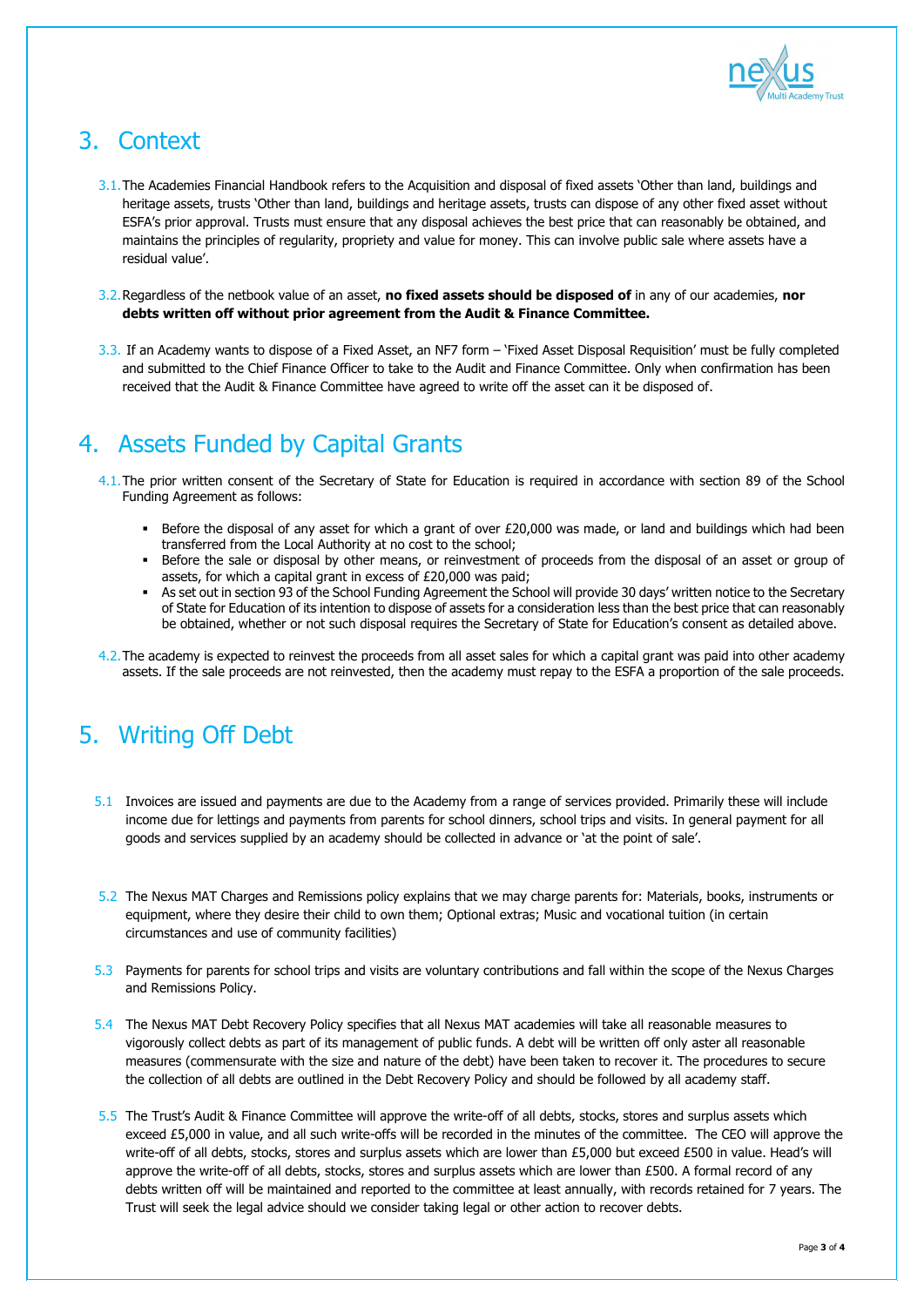## 3. Context

3.1. The Academies Financial Handbook refers to the Acquisition and disposal of fixed assets 'Other than land, buildings and heritage assets, trusts 'Other than land, buildings and heritage assets, trusts can dispose of any other fixed asset without ESFA's prior approval. Trusts must ensure that any disposal achieves the best price that can reasonably be obtained, and maintains the principles of regularity, propriety and value for money. This can involve public sale where assets have a residual value'.

3.2. Regardless of the netbook value of an asset, **no fixed assets should be disposed of** in any of our academies, **nor debts written off without prior agreement from the Audit & Finance Committee.**

3.3. If an Academy wants to dispose of a Fixed Asset, an NF7 form – 'Fixed Asset Disposal Requisition' must be fully completed and submitted to the Chief Finance Officer to take to the Audit and Finance Committee. Only when confirmation has been received that the Audit & Finance Committee have agreed to write off the asset can it be disposed of.

## 4. Assets Funded by Capital Grants

4.1. The prior written consent of the Secretary of State for Education is required in accordance with section 89 of the School Funding Agreement as follows:

- Before the disposal of any asset for which a grant of over £20,000 was made, or land and buildings which had been transferred from the Local Authority at no cost to the school;
- Before the sale or disposal by other means, or reinvestment of proceeds from the disposal of an asset or group of assets, for which a capital grant in excess of £20,000 was paid;
- As set out in section 93 of the School Funding Agreement the School will provide 30 days' written notice to the Secretary of State for Education of its intention to dispose of assets for a consideration less than the best price that can reasonably be obtained, whether or not such disposal requires the Secretary of State for Education's consent as detailed above.

4.2. The academy is expected to reinvest the proceeds from all asset sales for which a capital grant was paid into other academy assets. If the sale proceeds are not reinvested, then the academy must repay to the ESFA a proportion of the sale proceeds.

## 5. Writing Off Debt

5.1 Invoices are issued and payments are due to the Academy from a range of services provided. Primarily these will include income due for lettings and payments from parents for school dinners, school trips and visits. In general payment for all goods and services supplied by an academy should be collected in advance or 'at the point of sale'.

5.2 The Nexus MAT Charges and Remissions policy explains that we may charge parents for: Materials, books, instruments or equipment, where they desire their child to own them; Optional extras; Music and vocational tuition (in certain circumstances and use of community facilities)

5.3 Payments for parents for school trips and visits are voluntary contributions and fall within the scope of the Nexus Charges and Remissions Policy.

5.4 The Nexus MAT Debt Recovery Policy specifies that all Nexus MAT academies will take all reasonable measures to vigorously collect debts as part of its management of public funds. A debt will be written off only aster all reasonable measures (commensurate with the size and nature of the debt) have been taken to recover it. The procedures to secure the collection of all debts are outlined in the Debt Recovery Policy and should be followed by all academy staff.

5.5 The Trust's Audit & Finance Committee will approve the write-off of all debts, stocks, stores and surplus assets which exceed £5,000 in value, and all such write-offs will be recorded in the minutes of the committee. The CEO will approve the write-off of all debts, stocks, stores and surplus assets which are lower than £5,000 but exceed £500 in value. Head's will approve the write-off of all debts, stocks, stores and surplus assets which are lower than £500. A formal record of any debts written off will be maintained and reported to the committee at least annually, with records retained for 7 years. The Trust will seek the legal advice should we consider taking legal or other action to recover debts.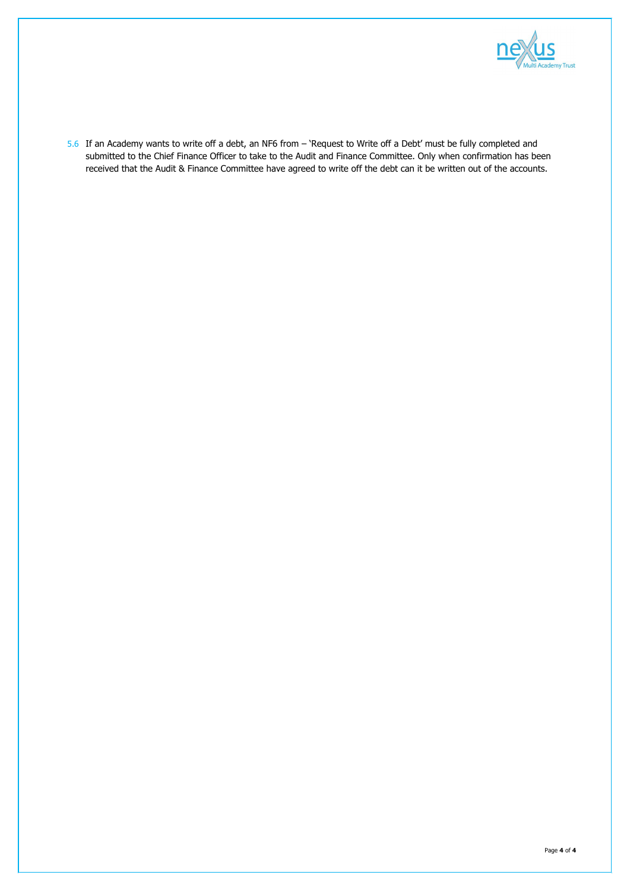5.6 If an Academy wants to write off a debt, an NF6 from – 'Request to Write off a Debt' must be fully completed and submitted to the Chief Finance Officer to take to the Audit and Finance Committee. Only when confirmation has been received that the Audit & Finance Committee have agreed to write off the debt can it be written out of the accounts.